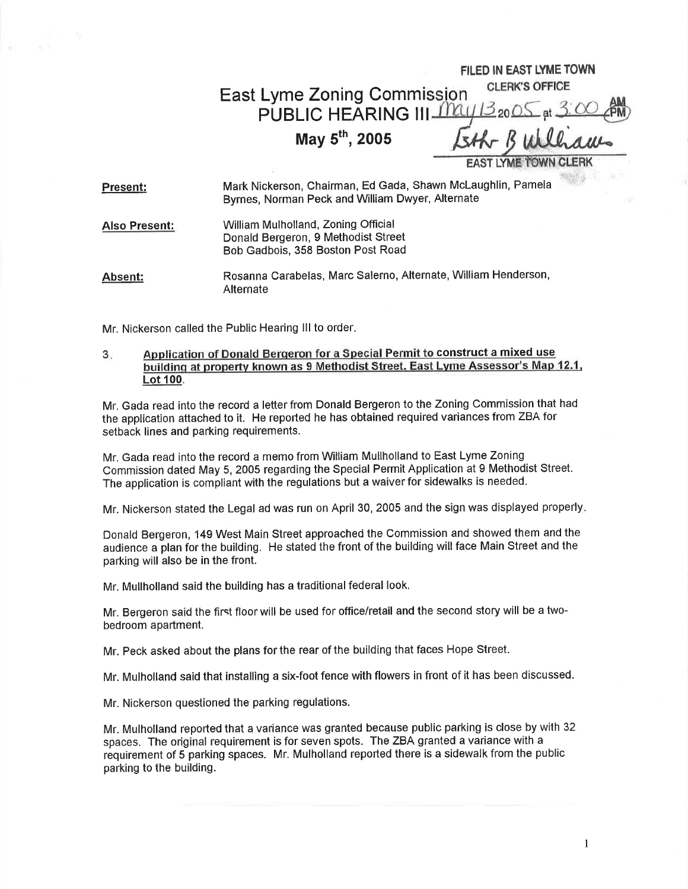FILED IN EAST LYME TOWN CLERK'S OFFICE

May 13 2005 at 3:00 PM

Esther B. Williams

EAST LYME TOWN CLERK

# East Lyme Zoning Commission
## PUBLIC HEARING III
### May 5th, 2005

**Present:** Mark Nickerson, Chairman, Ed Gada, Shawn McLaughlin, Pamela Byrnes, Norman Peck and William Dwyer, Alternate

**Also Present:** William Mulholland, Zoning Official
Donald Bergeron, 9 Methodist Street
Bob Gadbois, 358 Boston Post Road

**Absent:** Rosanna Carabelas, Marc Salerno, Alternate, William Henderson, Alternate

Mr. Nickerson called the Public Hearing III to order.

3. **Application of Donald Bergeron for a Special Permit to construct a mixed use building at property known as 9 Methodist Street, East Lyme Assessor's Map 12.1, Lot 100.**

Mr. Gada read into the record a letter from Donald Bergeron to the Zoning Commission that had the application attached to it. He reported he has obtained required variances from ZBA for setback lines and parking requirements.

Mr. Gada read into the record a memo from William Mullholland to East Lyme Zoning Commission dated May 5, 2005 regarding the Special Permit Application at 9 Methodist Street. The application is compliant with the regulations but a waiver for sidewalks is needed.

Mr. Nickerson stated the Legal ad was run on April 30, 2005 and the sign was displayed properly.

Donald Bergeron, 149 West Main Street approached the Commission and showed them and the audience a plan for the building. He stated the front of the building will face Main Street and the parking will also be in the front.

Mr. Mullholland said the building has a traditional federal look.

Mr. Bergeron said the first floor will be used for office/retail and the second story will be a two-bedroom apartment.

Mr. Peck asked about the plans for the rear of the building that faces Hope Street.

Mr. Mulholland said that installing a six-foot fence with flowers in front of it has been discussed.

Mr. Nickerson questioned the parking regulations.

Mr. Mulholland reported that a variance was granted because public parking is close by with 32 spaces. The original requirement is for seven spots. The ZBA granted a variance with a requirement of 5 parking spaces. Mr. Mulholland reported there is a sidewalk from the public parking to the building.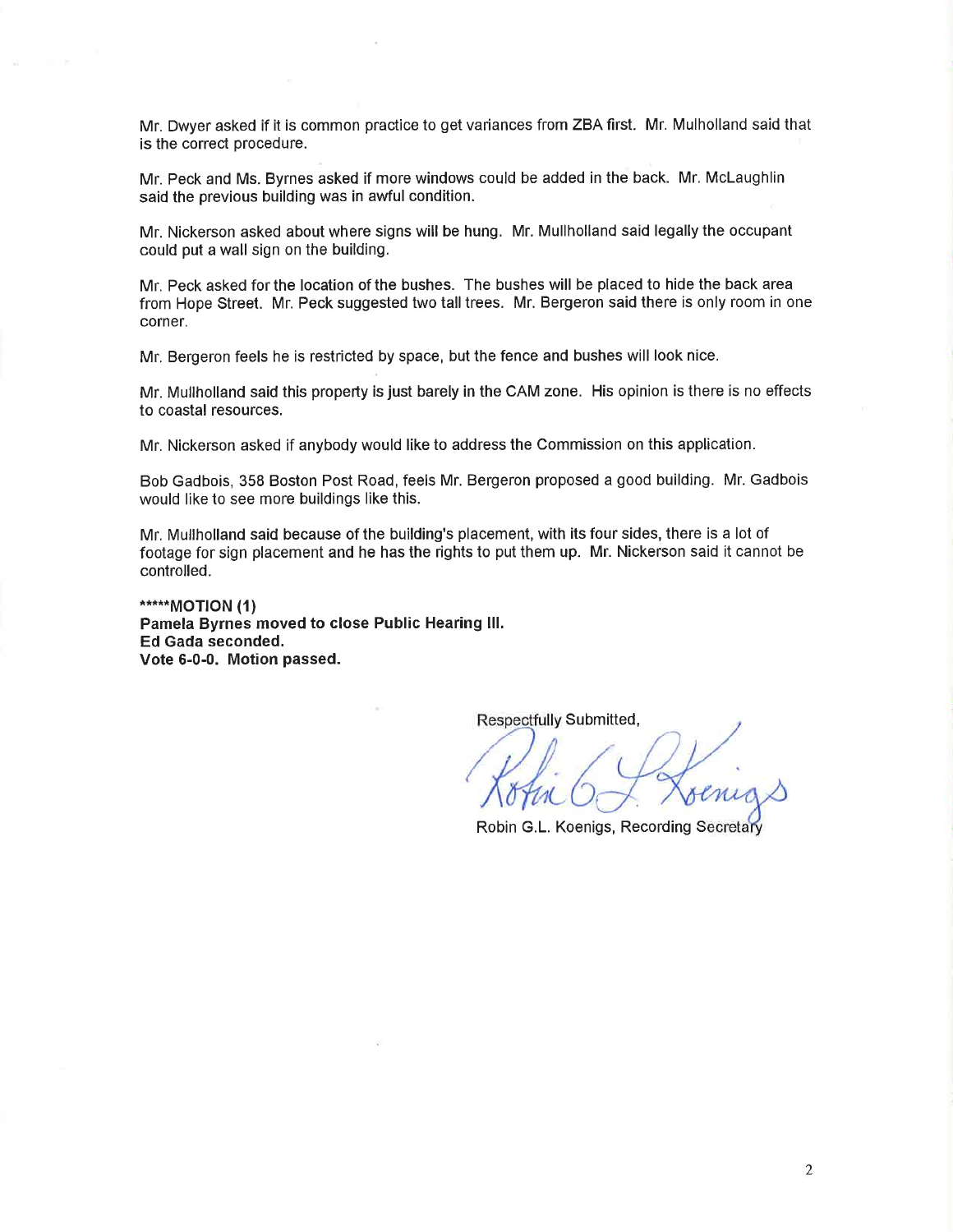Mr. Dwyer asked if it is common practice to get variances from ZBA first. Mr. Mulholland said that is the correct procedure.

Mr. Peck and Ms. Byrnes asked if more windows could be added in the back. Mr. McLaughlin said the previous building was in awful condition.

Mr. Nickerson asked about where signs will be hung. Mr. Mullholland said legally the occupant could put a wall sign on the building.

Mr. Peck asked for the location of the bushes. The bushes will be placed to hide the back area from Hope Street. Mr. Peck suggested two tall trees. Mr. Bergeron said there is only room in one corner.

Mr. Bergeron feels he is restricted by space, but the fence and bushes will look nice.

Mr. Mullholland said this property is just barely in the CAM zone. His opinion is there is no effects to coastal resources.

Mr. Nickerson asked if anybody would like to address the Commission on this application.

Bob Gadbois, 358 Boston Post Road, feels Mr. Bergeron proposed a good building. Mr. Gadbois would like to see more buildings like this.

Mr. Mullholland said because of the building's placement, with its four sides, there is a lot of footage for sign placement and he has the rights to put them up. Mr. Nickerson said it cannot be controlled.

**\*\*\*\*\*MOTION (1)**
**Pamela Byrnes moved to close Public Hearing III.**
**Ed Gada seconded.**
**Vote 6-0-0. Motion passed.**

Respectfully Submitted,

Robin G.L. Koenigs, Recording Secretary